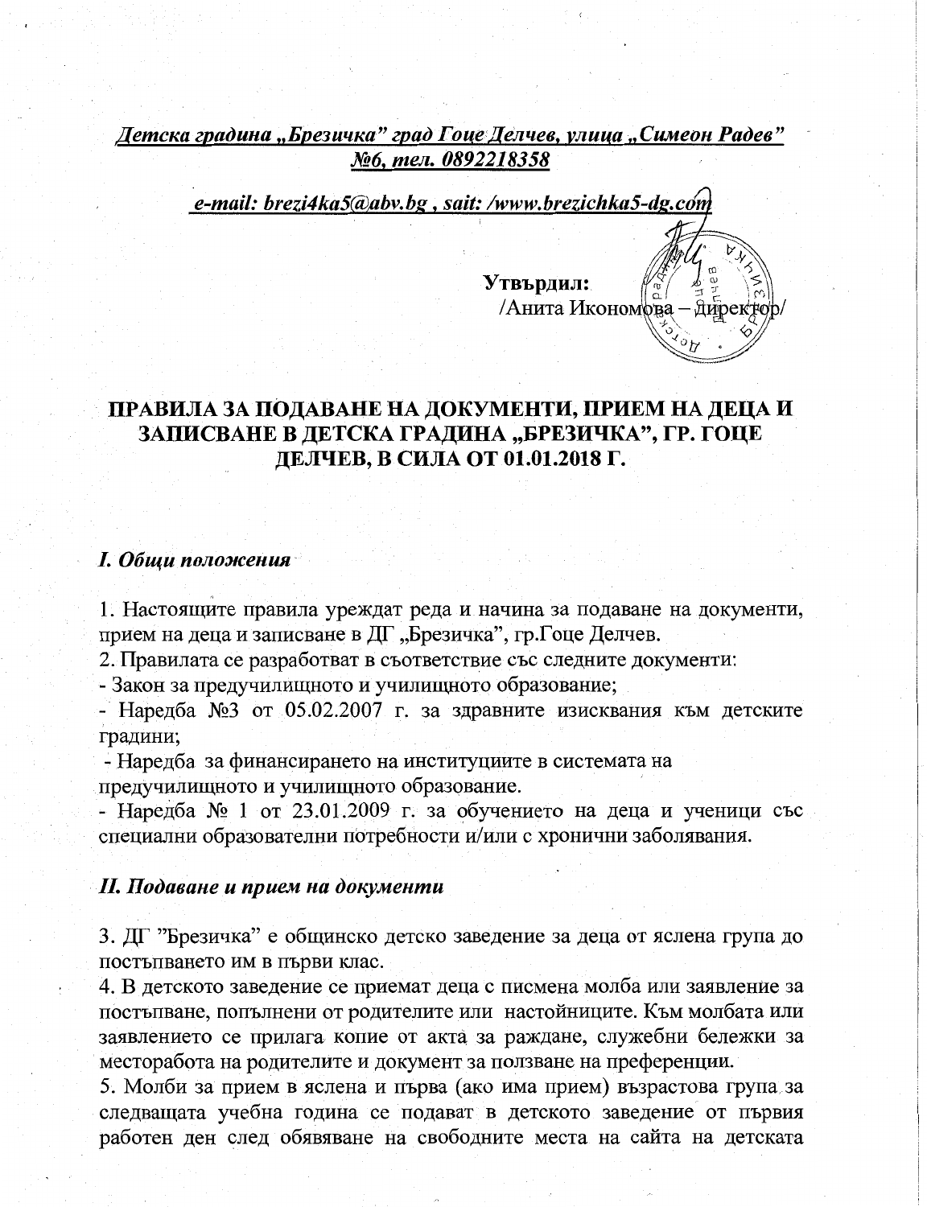*Детска градина „Брезичка" град Гоце Делчев, улица „Симеон Радев" №6, тел. 0892218358*

*e-mail: brezi4ka5@abv.bg , sait: /www.brezichka5-dg.com*

**Утвърдил:**
/Анита Икономова – директор/

# ПРАВИЛА ЗА ПОДАВАНЕ НА ДОКУМЕНТИ, ПРИЕМ НА ДЕЦА И ЗАПИСВАНЕ В ДЕТСКА ГРАДИНА „БРЕЗИЧКА", ГР. ГОЦЕ ДЕЛЧЕВ, В СИЛА ОТ 01.01.2018 Г.

## *I. Общи положения*

1. Настоящите правила уреждат реда и начина за подаване на документи, прием на деца и записване в ДГ „Брезичка", гр.Гоце Делчев.
2. Правилата се разработват в съответствие със следните документи:
- Закон за предучилищното и училищното образование;
- Наредба №3 от 05.02.2007 г. за здравните изисквания към детските градини;
- Наредба за финансирането на институциите в системата на предучилищното и училищното образование.
- Наредба № 1 от 23.01.2009 г. за обучението на деца и ученици със специални образователни потребности и/или с хронични заболявания.

## *II. Подаване и прием на документи*

3. ДГ "Брезичка" е общинско детско заведение за деца от яслена група до постъпването им в първи клас.
4. В детското заведение се приемат деца с писмена молба или заявление за постъпване, попълнени от родителите или настойниците. Към молбата или заявлението се прилага копие от акта за раждане, служебни бележки за месторабота на родителите и документ за ползване на преференции.
5. Молби за прием в яслена и първа (ако има прием) възрастова група за следващата учебна година се подават в детското заведение от първия работен ден след обявяване на свободните места на сайта на детската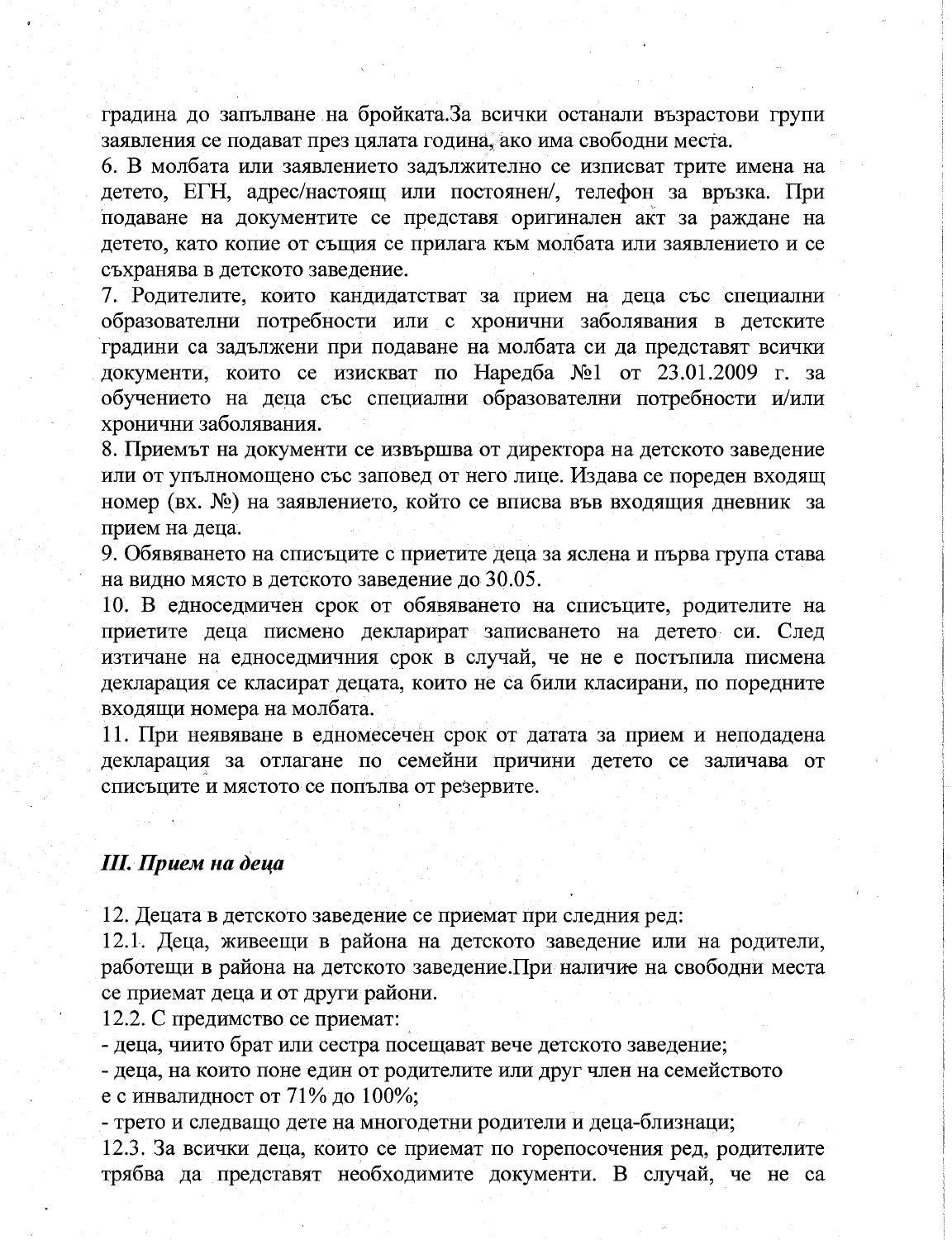градина до запълване на бройката.За всички останали възрастови групи заявления се подават през цялата година, ако има свободни места.

6. В молбата или заявлението задължително се изписват трите имена на детето, ЕГН, адрес/настоящ или постоянен/, телефон за връзка. При подаване на документите се представя оригинален акт за раждане на детето, като копие от същия се прилага към молбата или заявлението и се съхранява в детското заведение.

7. Родителите, които кандидатстват за прием на деца със специални образователни потребности или с хронични заболявания в детските градини са задължени при подаване на молбата си да представят всички документи, които се изискват по Наредба №1 от 23.01.2009 г. за обучението на деца със специални образователни потребности и/или хронични заболявания.

8. Приемът на документи се извършва от директора на детското заведение или от упълномощено със заповед от него лице. Издава се пореден входящ номер (вх. №) на заявлението, който се вписва във входящия дневник за прием на деца.

9. Обявяването на списъците с приетите деца за яслена и първа група става на видно място в детското заведение до 30.05.

10. В едноседмичен срок от обявяването на списъците, родителите на приетите деца писмено декларират записването на детето си. След изтичане на едноседмичния срок в случай, че не е постъпила писмена декларация се класират децата, които не са били класирани, по поредните входящи номера на молбата.

11. При неявяване в едномесечен срок от датата за прием и неподадена декларация за отлагане по семейни причини детето се заличава от списъците и мястото се попълва от резервите.

### *III. Прием на деца*

12. Децата в детското заведение се приемат при следния ред:

12.1. Деца, живеещи в района на детското заведение или на родители, работещи в района на детското заведение.При наличие на свободни места се приемат деца и от други райони.

12.2. С предимство се приемат:

- деца, чиито брат или сестра посещават вече детското заведение;
- деца, на които поне един от родителите или друг член на семейството е с инвалидност от 71% до 100%;
- трето и следващо дете на многодетни родители и деца-близнаци;

12.3. За всички деца, които се приемат по горепосочения ред, родителите трябва да представят необходимите документи. В случай, че не са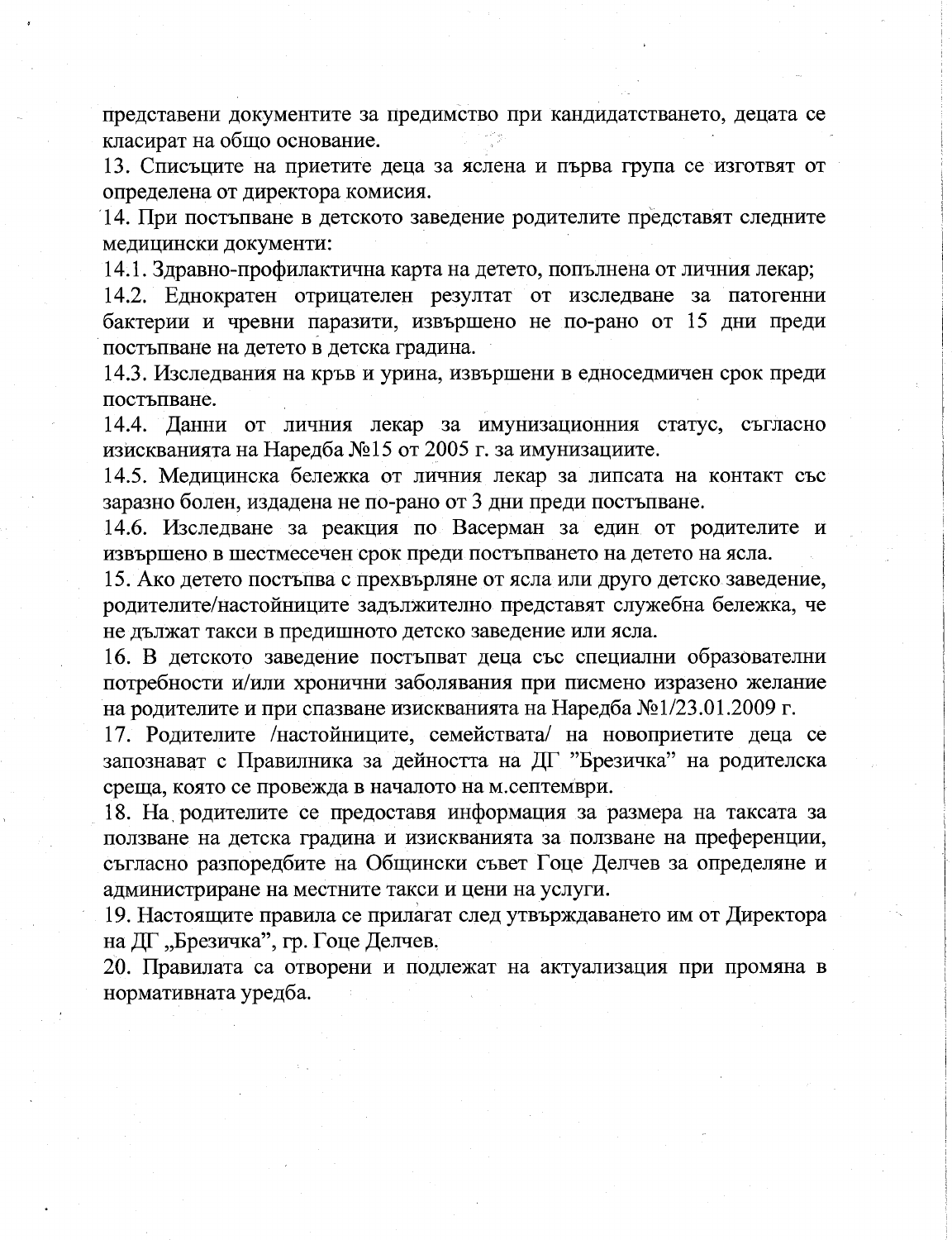представени документите за предимство при кандидатстването, децата се класират на общо основание.

13. Списъците на приетите деца за яслена и първа група се изготвят от определена от директора комисия.

14. При постъпване в детското заведение родителите представят следните медицински документи:

14.1. Здравно-профилактична карта на детето, попълнена от личния лекар;

14.2. Еднократен отрицателен резултат от изследване за патогенни бактерии и чревни паразити, извършено не по-рано от 15 дни преди постъпване на детето в детска градина.

14.3. Изследвания на кръв и урина, извършени в едноседмичен срок преди постъпване.

14.4. Данни от личния лекар за имунизационния статус, съгласно изискванията на Наредба №15 от 2005 г. за имунизациите.

14.5. Медицинска бележка от личния лекар за липсата на контакт със заразно болен, издадена не по-рано от 3 дни преди постъпване.

14.6. Изследване за реакция по Васерман за един от родителите и извършено в шестмесечен срок преди постъпването на детето на ясла.

15. Ако детето постъпва с прехвърляне от ясла или друго детско заведение, родителите/настойниците задължително представят служебна бележка, че не дължат такси в предишното детско заведение или ясла.

16. В детското заведение постъпват деца със специални образователни потребности и/или хронични заболявания при писмено изразено желание на родителите и при спазване изискванията на Наредба №1/23.01.2009 г.

17. Родителите /настойниците, семействата/ на новоприетите деца се запознават с Правилника за дейността на ДГ "Брезичка" на родителска среща, която се провежда в началото на м.септември.

18. На родителите се предоставя информация за размера на таксата за ползване на детска градина и изискванията за ползване на преференции, съгласно разпоредбите на Общински съвет Гоце Делчев за определяне и администриране на местните такси и цени на услуги.

19. Настоящите правила се прилагат след утвърждаването им от Директора на ДГ „Брезичка", гр. Гоце Делчев.

20. Правилата са отворени и подлежат на актуализация при промяна в нормативната уредба.